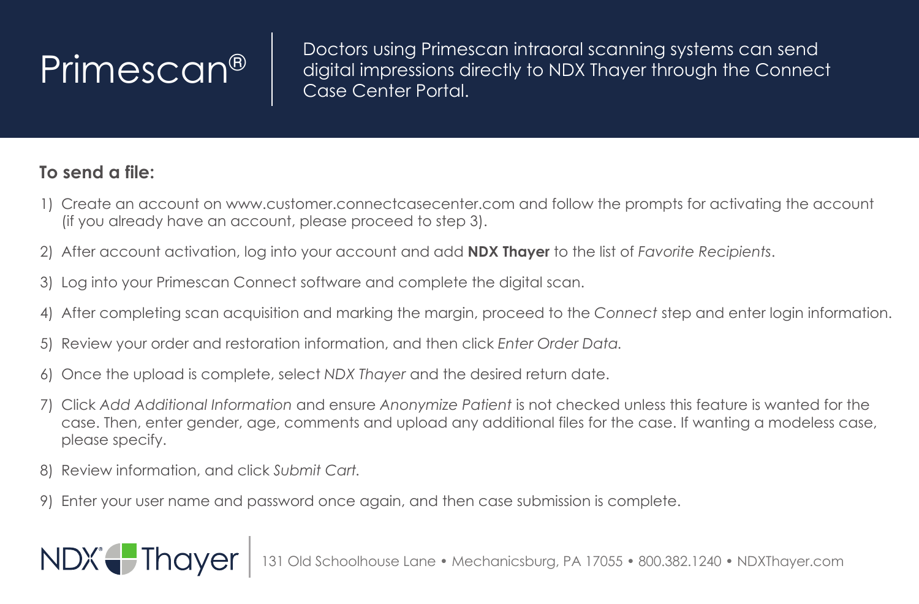# Primescan®

Doctors using Primescan intraoral scanning systems can send digital impressions directly to NDX Thayer through the Connect Case Center Portal.

**To send a file:**

1) Create an account on www.customer.connectcasecenter.com and follow the prompts for activating the account (if you already have an account, please proceed to step 3).
2) After account activation, log into your account and add **NDX Thayer** to the list of *Favorite Recipients*.
3) Log into your Primescan Connect software and complete the digital scan.
4) After completing scan acquisition and marking the margin, proceed to the *Connect* step and enter login information.
5) Review your order and restoration information, and then click *Enter Order Data.*
6) Once the upload is complete, select *NDX Thayer* and the desired return date.
7) Click *Add Additional Information* and ensure *Anonymize Patient* is not checked unless this feature is wanted for the case. Then, enter gender, age, comments and upload any additional files for the case. If wanting a modeless case, please specify.
8) Review information, and click *Submit Cart.*
9) Enter your user name and password once again, and then case submission is complete.

NDX Thayer | 131 Old Schoolhouse Lane • Mechanicsburg, PA 17055 • 800.382.1240 • NDXThayer.com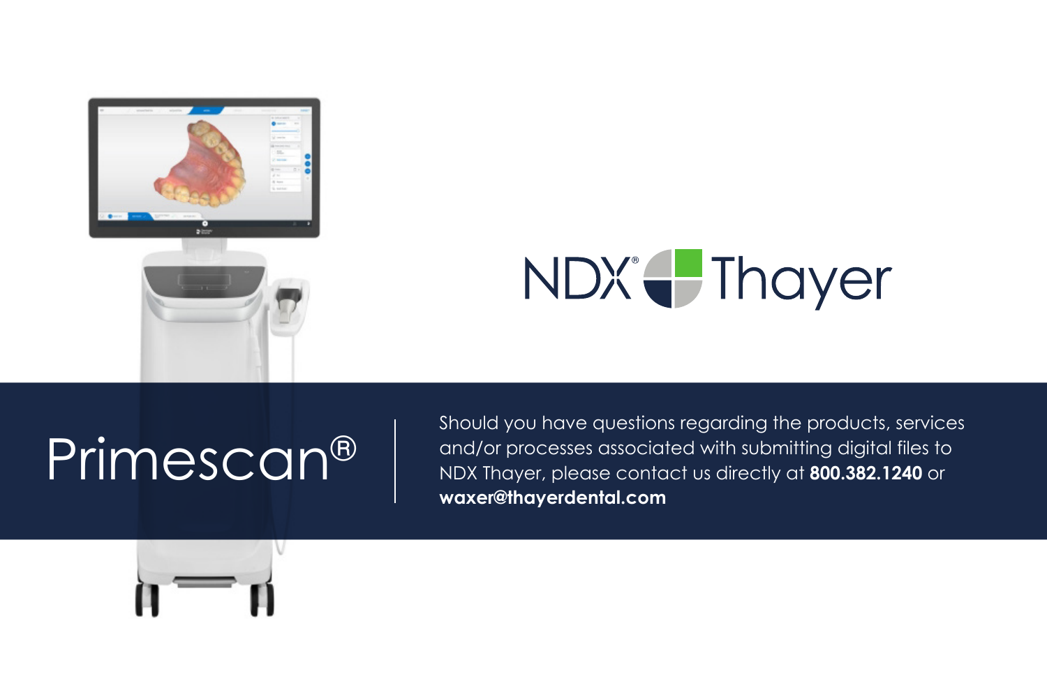NDX® Thayer

# Primescan®

Should you have questions regarding the products, services and/or processes associated with submitting digital files to NDX Thayer, please contact us directly at **800.382.1240** or **waxer@thayerdental.com**